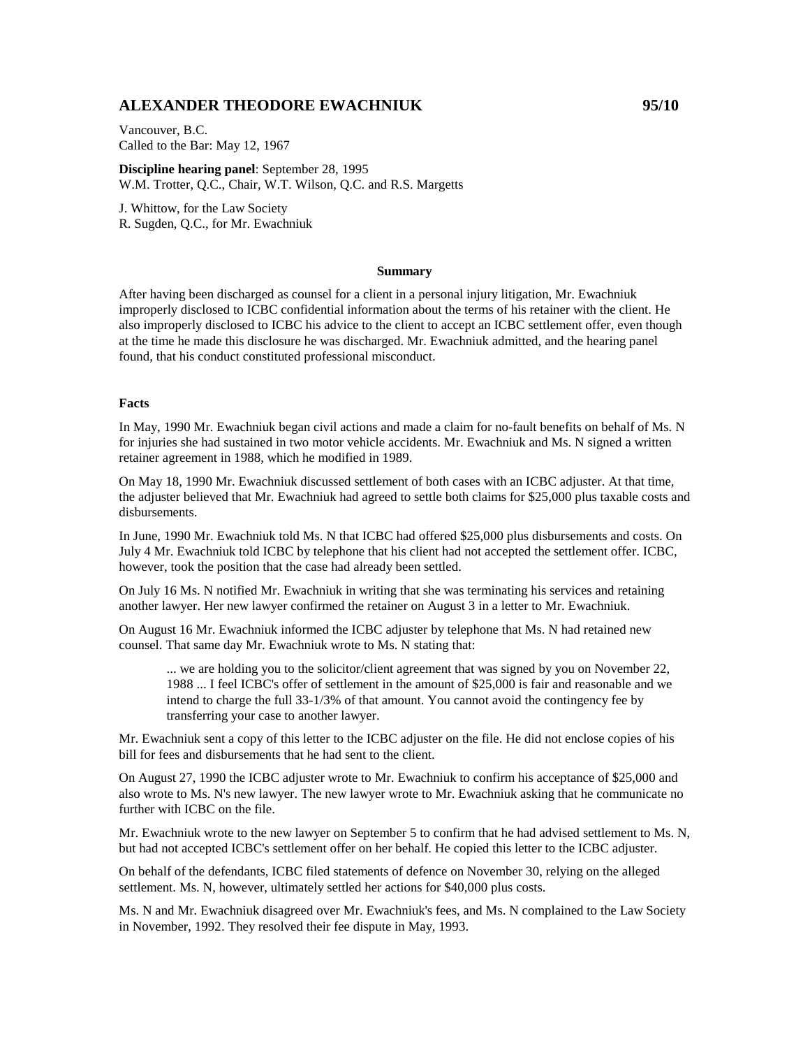# ALEXANDER THEODORE EWACHNIUK 95/10

Vancouver, B.C.
Called to the Bar: May 12, 1967

**Discipline hearing panel**: September 28, 1995
W.M. Trotter, Q.C., Chair, W.T. Wilson, Q.C. and R.S. Margetts

J. Whittow, for the Law Society
R. Sugden, Q.C., for Mr. Ewachniuk

## Summary

After having been discharged as counsel for a client in a personal injury litigation, Mr. Ewachniuk improperly disclosed to ICBC confidential information about the terms of his retainer with the client. He also improperly disclosed to ICBC his advice to the client to accept an ICBC settlement offer, even though at the time he made this disclosure he was discharged. Mr. Ewachniuk admitted, and the hearing panel found, that his conduct constituted professional misconduct.

### Facts

In May, 1990 Mr. Ewachniuk began civil actions and made a claim for no-fault benefits on behalf of Ms. N for injuries she had sustained in two motor vehicle accidents. Mr. Ewachniuk and Ms. N signed a written retainer agreement in 1988, which he modified in 1989.

On May 18, 1990 Mr. Ewachniuk discussed settlement of both cases with an ICBC adjuster. At that time, the adjuster believed that Mr. Ewachniuk had agreed to settle both claims for $25,000 plus taxable costs and disbursements.

In June, 1990 Mr. Ewachniuk told Ms. N that ICBC had offered $25,000 plus disbursements and costs. On July 4 Mr. Ewachniuk told ICBC by telephone that his client had not accepted the settlement offer. ICBC, however, took the position that the case had already been settled.

On July 16 Ms. N notified Mr. Ewachniuk in writing that she was terminating his services and retaining another lawyer. Her new lawyer confirmed the retainer on August 3 in a letter to Mr. Ewachniuk.

On August 16 Mr. Ewachniuk informed the ICBC adjuster by telephone that Ms. N had retained new counsel. That same day Mr. Ewachniuk wrote to Ms. N stating that:

> ... we are holding you to the solicitor/client agreement that was signed by you on November 22, 1988 ... I feel ICBC's offer of settlement in the amount of $25,000 is fair and reasonable and we intend to charge the full 33-1/3% of that amount. You cannot avoid the contingency fee by transferring your case to another lawyer.

Mr. Ewachniuk sent a copy of this letter to the ICBC adjuster on the file. He did not enclose copies of his bill for fees and disbursements that he had sent to the client.

On August 27, 1990 the ICBC adjuster wrote to Mr. Ewachniuk to confirm his acceptance of $25,000 and also wrote to Ms. N's new lawyer. The new lawyer wrote to Mr. Ewachniuk asking that he communicate no further with ICBC on the file.

Mr. Ewachniuk wrote to the new lawyer on September 5 to confirm that he had advised settlement to Ms. N, but had not accepted ICBC's settlement offer on her behalf. He copied this letter to the ICBC adjuster.

On behalf of the defendants, ICBC filed statements of defence on November 30, relying on the alleged settlement. Ms. N, however, ultimately settled her actions for $40,000 plus costs.

Ms. N and Mr. Ewachniuk disagreed over Mr. Ewachniuk's fees, and Ms. N complained to the Law Society in November, 1992. They resolved their fee dispute in May, 1993.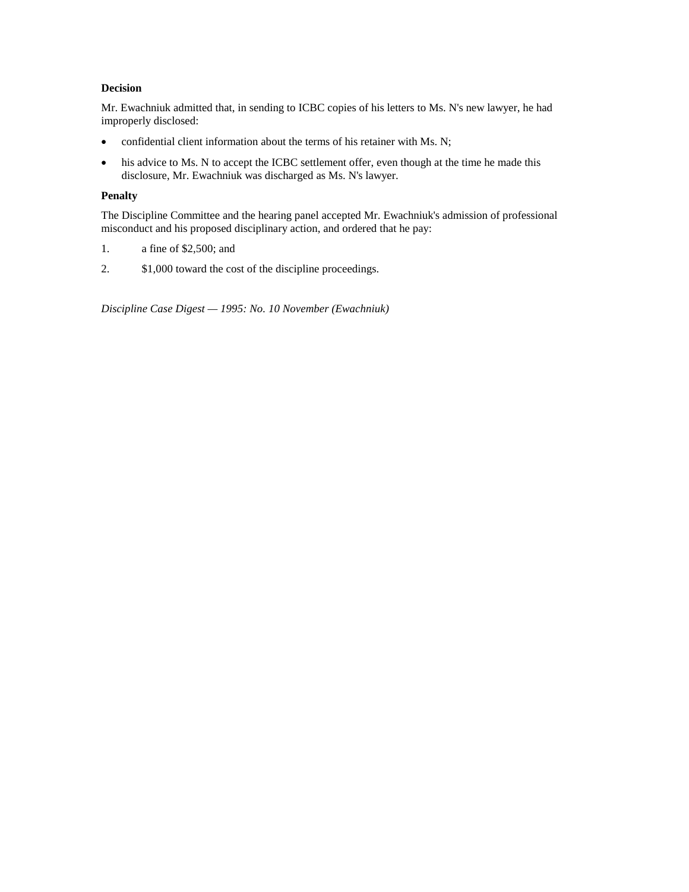**Decision**

Mr. Ewachniuk admitted that, in sending to ICBC copies of his letters to Ms. N's new lawyer, he had improperly disclosed:

- confidential client information about the terms of his retainer with Ms. N;
- his advice to Ms. N to accept the ICBC settlement offer, even though at the time he made this disclosure, Mr. Ewachniuk was discharged as Ms. N's lawyer.

**Penalty**

The Discipline Committee and the hearing panel accepted Mr. Ewachniuk's admission of professional misconduct and his proposed disciplinary action, and ordered that he pay:

1. a fine of $2,500; and
2. $1,000 toward the cost of the discipline proceedings.

*Discipline Case Digest — 1995: No. 10 November (Ewachniuk)*